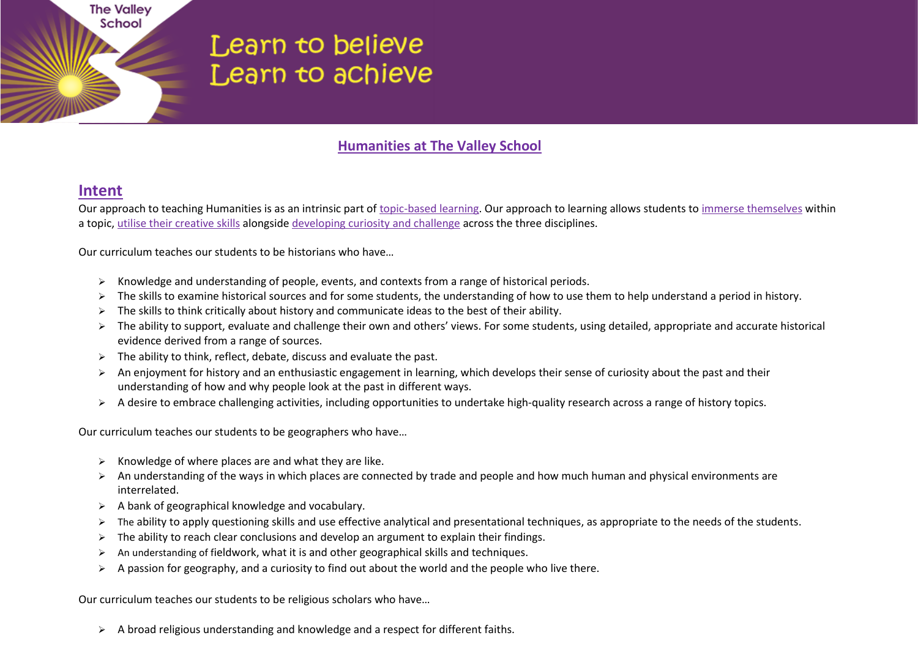The Valley School

Learn to believe
Learn to achieve

# Humanities at The Valley School

## Intent

Our approach to teaching Humanities is as an intrinsic part of topic-based learning. Our approach to learning allows students to immerse themselves within a topic, utilise their creative skills alongside developing curiosity and challenge across the three disciplines.

Our curriculum teaches our students to be historians who have…

- Knowledge and understanding of people, events, and contexts from a range of historical periods.
- The skills to examine historical sources and for some students, the understanding of how to use them to help understand a period in history.
- The skills to think critically about history and communicate ideas to the best of their ability.
- The ability to support, evaluate and challenge their own and others' views. For some students, using detailed, appropriate and accurate historical evidence derived from a range of sources.
- The ability to think, reflect, debate, discuss and evaluate the past.
- An enjoyment for history and an enthusiastic engagement in learning, which develops their sense of curiosity about the past and their understanding of how and why people look at the past in different ways.
- A desire to embrace challenging activities, including opportunities to undertake high-quality research across a range of history topics.

Our curriculum teaches our students to be geographers who have…

- Knowledge of where places are and what they are like.
- An understanding of the ways in which places are connected by trade and people and how much human and physical environments are interrelated.
- A bank of geographical knowledge and vocabulary.
- The ability to apply questioning skills and use effective analytical and presentational techniques, as appropriate to the needs of the students.
- The ability to reach clear conclusions and develop an argument to explain their findings.
- An understanding of fieldwork, what it is and other geographical skills and techniques.
- A passion for geography, and a curiosity to find out about the world and the people who live there.

Our curriculum teaches our students to be religious scholars who have…

- A broad religious understanding and knowledge and a respect for different faiths.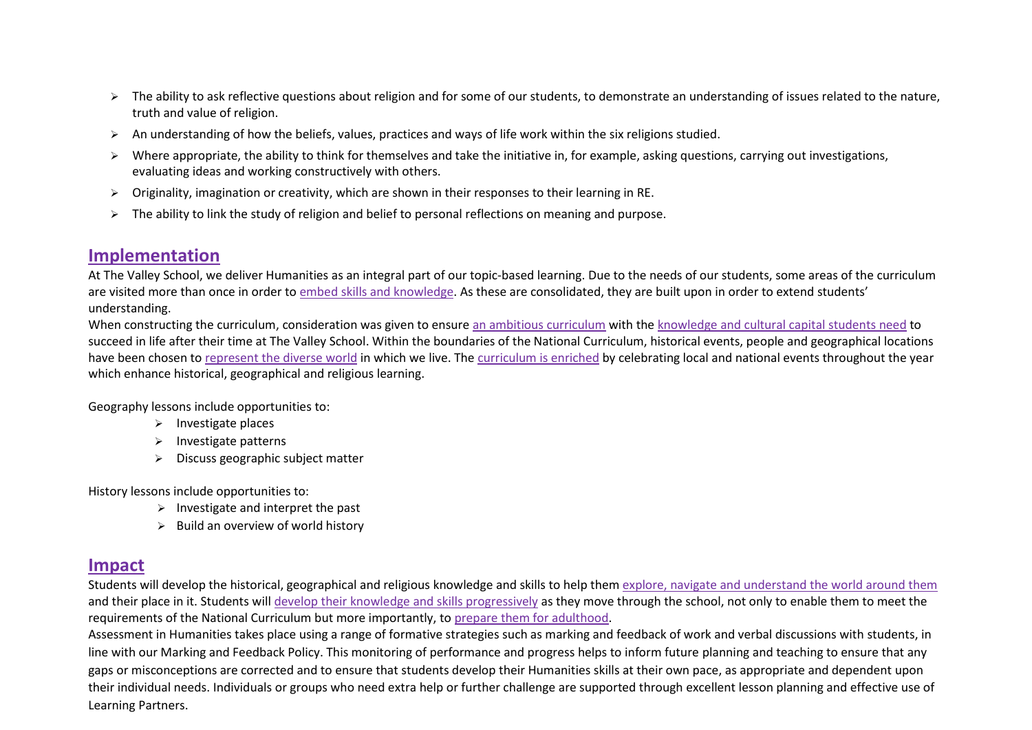- The ability to ask reflective questions about religion and for some of our students, to demonstrate an understanding of issues related to the nature, truth and value of religion.
- An understanding of how the beliefs, values, practices and ways of life work within the six religions studied.
- Where appropriate, the ability to think for themselves and take the initiative in, for example, asking questions, carrying out investigations, evaluating ideas and working constructively with others.
- Originality, imagination or creativity, which are shown in their responses to their learning in RE.
- The ability to link the study of religion and belief to personal reflections on meaning and purpose.

## Implementation

At The Valley School, we deliver Humanities as an integral part of our topic-based learning. Due to the needs of our students, some areas of the curriculum are visited more than once in order to embed skills and knowledge. As these are consolidated, they are built upon in order to extend students' understanding.

When constructing the curriculum, consideration was given to ensure an ambitious curriculum with the knowledge and cultural capital students need to succeed in life after their time at The Valley School. Within the boundaries of the National Curriculum, historical events, people and geographical locations have been chosen to represent the diverse world in which we live. The curriculum is enriched by celebrating local and national events throughout the year which enhance historical, geographical and religious learning.

Geography lessons include opportunities to:

- Investigate places
- Investigate patterns
- Discuss geographic subject matter

History lessons include opportunities to:

- Investigate and interpret the past
- Build an overview of world history

## Impact

Students will develop the historical, geographical and religious knowledge and skills to help them explore, navigate and understand the world around them and their place in it. Students will develop their knowledge and skills progressively as they move through the school, not only to enable them to meet the requirements of the National Curriculum but more importantly, to prepare them for adulthood.

Assessment in Humanities takes place using a range of formative strategies such as marking and feedback of work and verbal discussions with students, in line with our Marking and Feedback Policy. This monitoring of performance and progress helps to inform future planning and teaching to ensure that any gaps or misconceptions are corrected and to ensure that students develop their Humanities skills at their own pace, as appropriate and dependent upon their individual needs. Individuals or groups who need extra help or further challenge are supported through excellent lesson planning and effective use of Learning Partners.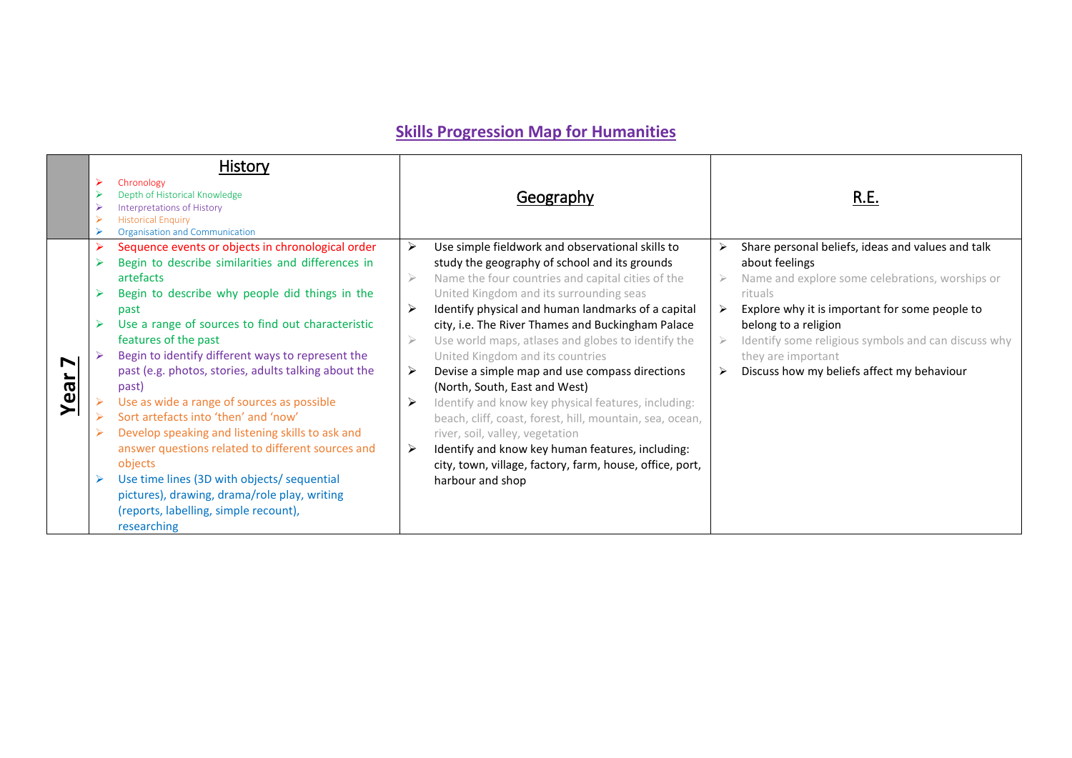## Skills Progression Map for Humanities

| | History<br>➢ Chronology<br>➢ Depth of Historical Knowledge<br>➢ Interpretations of History<br>➢ Historical Enquiry<br>➢ Organisation and Communication | Geography | R.E. |
|---|---|---|---|
| **Year 7** | ➢ Sequence events or objects in chronological order<br>➢ Begin to describe similarities and differences in artefacts<br>➢ Begin to describe why people did things in the past<br>➢ Use a range of sources to find out characteristic features of the past<br>➢ Begin to identify different ways to represent the past (e.g. photos, stories, adults talking about the past)<br>➢ Use as wide a range of sources as possible<br>➢ Sort artefacts into 'then' and 'now'<br>➢ Develop speaking and listening skills to ask and answer questions related to different sources and objects<br>➢ Use time lines (3D with objects/ sequential pictures), drawing, drama/role play, writing (reports, labelling, simple recount), researching | ➢ Use simple fieldwork and observational skills to study the geography of school and its grounds<br>➢ Name the four countries and capital cities of the United Kingdom and its surrounding seas<br>➢ Identify physical and human landmarks of a capital city, i.e. The River Thames and Buckingham Palace<br>➢ Use world maps, atlases and globes to identify the United Kingdom and its countries<br>➢ Devise a simple map and use compass directions (North, South, East and West)<br>➢ Identify and know key physical features, including: beach, cliff, coast, forest, hill, mountain, sea, ocean, river, soil, valley, vegetation<br>➢ Identify and know key human features, including: city, town, village, factory, farm, house, office, port, harbour and shop | ➢ Share personal beliefs, ideas and values and talk about feelings<br>➢ Name and explore some celebrations, worships or rituals<br>➢ Explore why it is important for some people to belong to a religion<br>➢ Identify some religious symbols and can discuss why they are important<br>➢ Discuss how my beliefs affect my behaviour |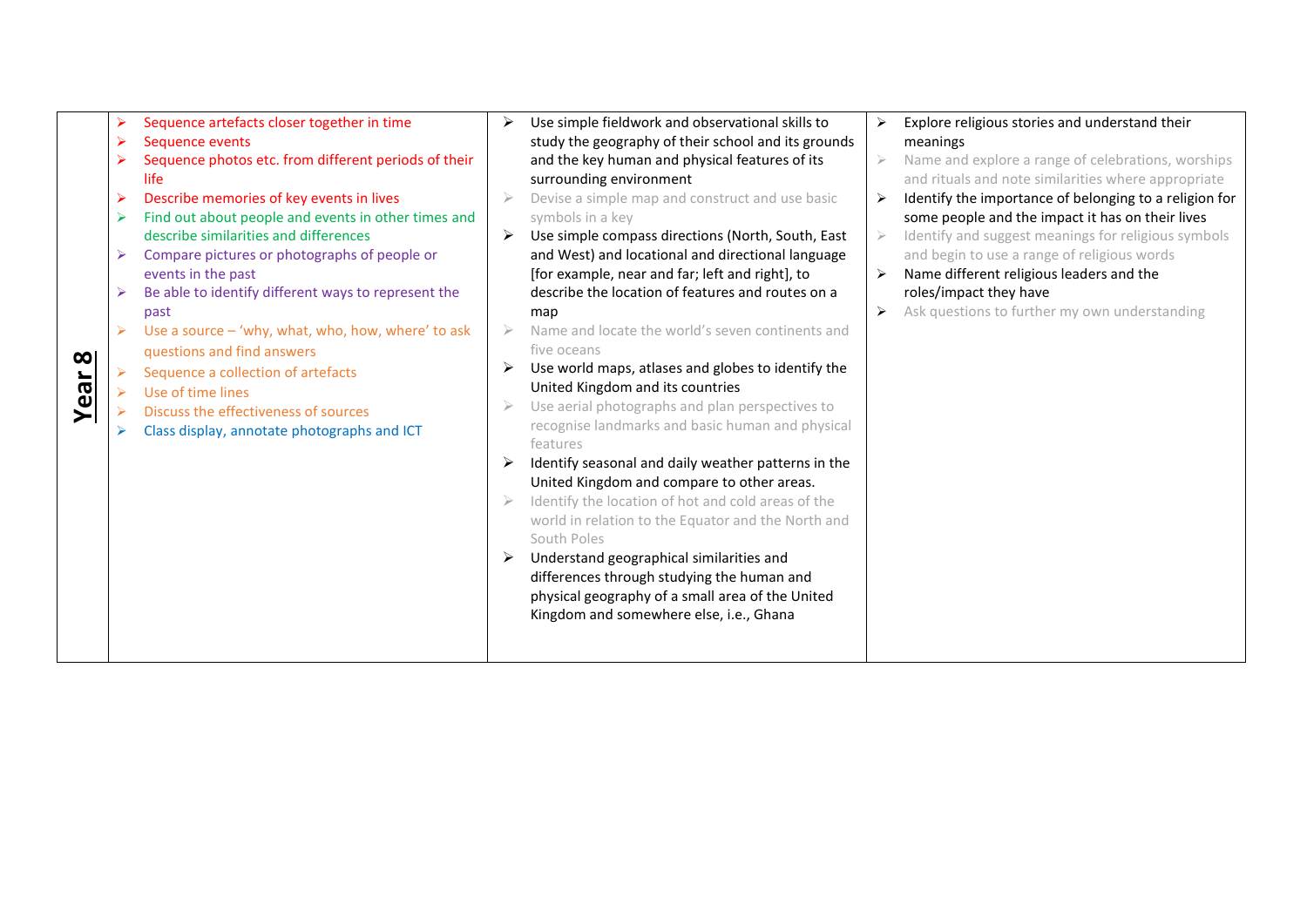| Year 8 | History | Geography | RE |
|---|---|---|---|
| **Year 8** | ➢ Sequence artefacts closer together in time<br>➢ Sequence events<br>➢ Sequence photos etc. from different periods of their life<br>➢ Describe memories of key events in lives<br>➢ Find out about people and events in other times and describe similarities and differences<br>➢ Compare pictures or photographs of people or events in the past<br>➢ Be able to identify different ways to represent the past<br>➢ Use a source – 'why, what, who, how, where' to ask questions and find answers<br>➢ Sequence a collection of artefacts<br>➢ Use of time lines<br>➢ Discuss the effectiveness of sources<br>➢ Class display, annotate photographs and ICT | ➢ Use simple fieldwork and observational skills to study the geography of their school and its grounds and the key human and physical features of its surrounding environment<br>➢ Devise a simple map and construct and use basic symbols in a key<br>➢ Use simple compass directions (North, South, East and West) and locational and directional language [for example, near and far; left and right], to describe the location of features and routes on a map<br>➢ Name and locate the world's seven continents and five oceans<br>➢ Use world maps, atlases and globes to identify the United Kingdom and its countries<br>➢ Use aerial photographs and plan perspectives to recognise landmarks and basic human and physical features<br>➢ Identify seasonal and daily weather patterns in the United Kingdom and compare to other areas.<br>➢ Identify the location of hot and cold areas of the world in relation to the Equator and the North and South Poles<br>➢ Understand geographical similarities and differences through studying the human and physical geography of a small area of the United Kingdom and somewhere else, i.e., Ghana | ➢ Explore religious stories and understand their meanings<br>➢ Name and explore a range of celebrations, worships and rituals and note similarities where appropriate<br>➢ Identify the importance of belonging to a religion for some people and the impact it has on their lives<br>➢ Identify and suggest meanings for religious symbols and begin to use a range of religious words<br>➢ Name different religious leaders and the roles/impact they have<br>➢ Ask questions to further my own understanding |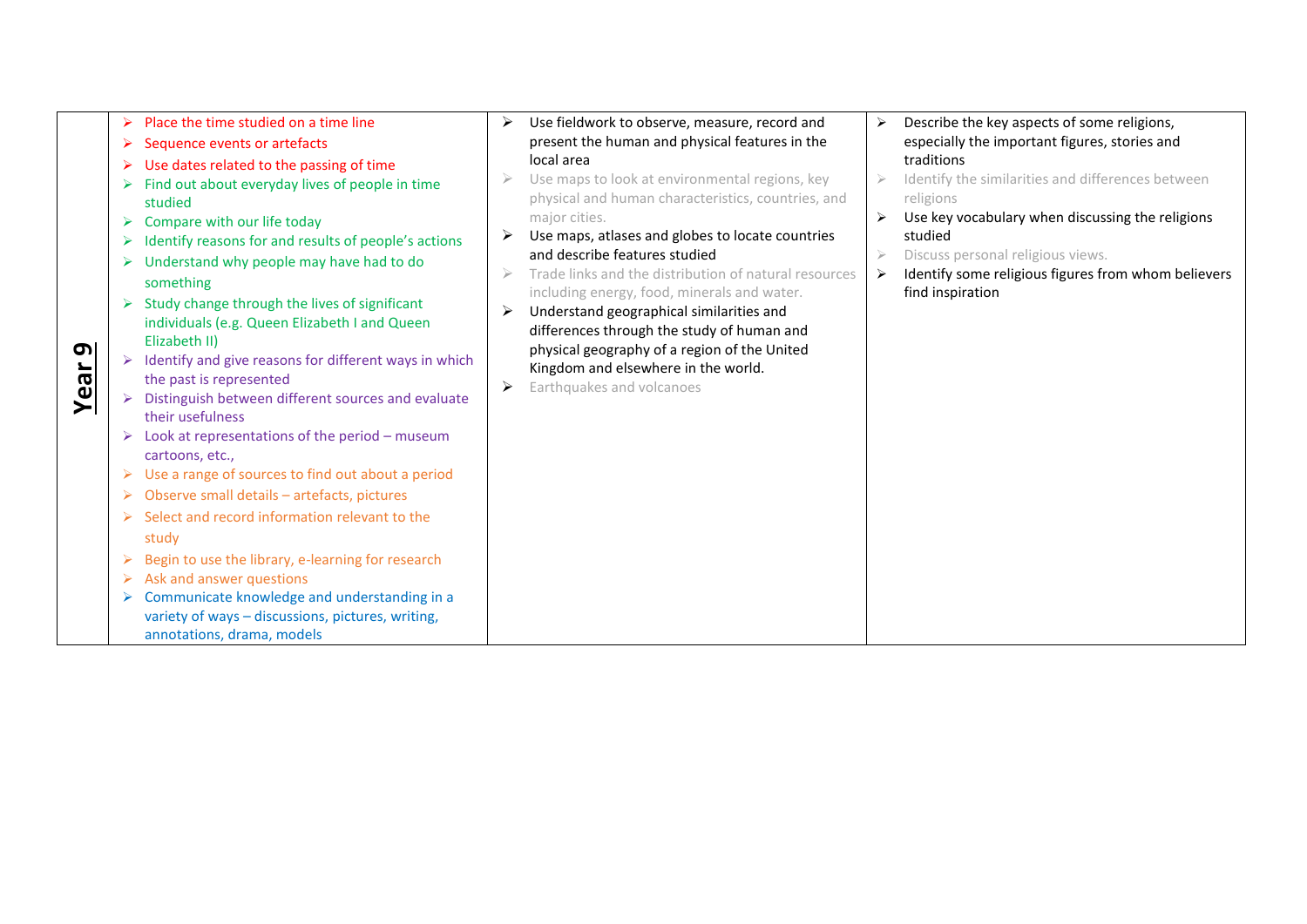| Year 9 | | | |
|---|---|---|---|
| **Year 9** | ➢ Place the time studied on a time line<br>➢ Sequence events or artefacts<br>➢ Use dates related to the passing of time<br>➢ Find out about everyday lives of people in time studied<br>➢ Compare with our life today<br>➢ Identify reasons for and results of people's actions<br>➢ Understand why people may have had to do something<br>➢ Study change through the lives of significant individuals (e.g. Queen Elizabeth I and Queen Elizabeth II)<br>➢ Identify and give reasons for different ways in which the past is represented<br>➢ Distinguish between different sources and evaluate their usefulness<br>➢ Look at representations of the period – museum cartoons, etc.,<br>➢ Use a range of sources to find out about a period<br>➢ Observe small details – artefacts, pictures<br>➢ Select and record information relevant to the study<br>➢ Begin to use the library, e-learning for research<br>➢ Ask and answer questions<br>➢ Communicate knowledge and understanding in a variety of ways – discussions, pictures, writing, annotations, drama, models | ➢ Use fieldwork to observe, measure, record and present the human and physical features in the local area<br>➢ Use maps to look at environmental regions, key physical and human characteristics, countries, and major cities.<br>➢ Use maps, atlases and globes to locate countries and describe features studied<br>➢ Trade links and the distribution of natural resources including energy, food, minerals and water.<br>➢ Understand geographical similarities and differences through the study of human and physical geography of a region of the United Kingdom and elsewhere in the world.<br>➢ Earthquakes and volcanoes | ➢ Describe the key aspects of some religions, especially the important figures, stories and traditions<br>➢ Identify the similarities and differences between religions<br>➢ Use key vocabulary when discussing the religions studied<br>➢ Discuss personal religious views.<br>➢ Identify some religious figures from whom believers find inspiration |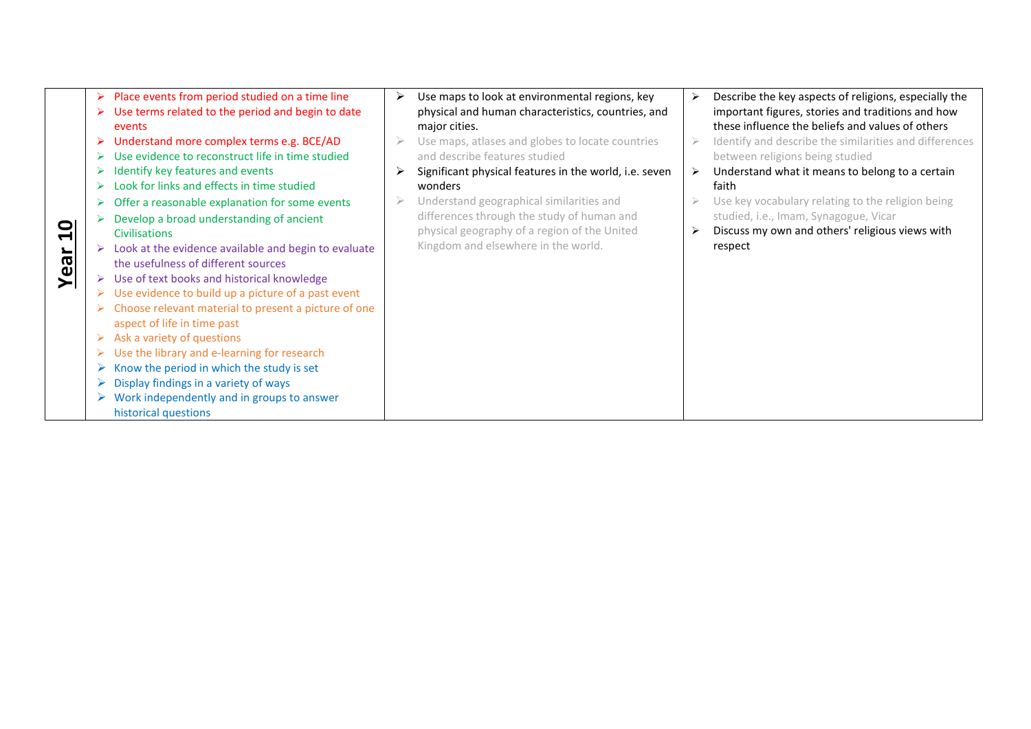| Year 10 | | | |
|---|---|---|---|
| **Year 10** | ➢ Place events from period studied on a time line<br>➢ Use terms related to the period and begin to date events<br>➢ Understand more complex terms e.g. BCE/AD<br>➢ Use evidence to reconstruct life in time studied<br>➢ Identify key features and events<br>➢ Look for links and effects in time studied<br>➢ Offer a reasonable explanation for some events<br>➢ Develop a broad understanding of ancient Civilisations<br>➢ Look at the evidence available and begin to evaluate the usefulness of different sources<br>➢ Use of text books and historical knowledge<br>➢ Use evidence to build up a picture of a past event<br>➢ Choose relevant material to present a picture of one aspect of life in time past<br>➢ Ask a variety of questions<br>➢ Use the library and e-learning for research<br>➢ Know the period in which the study is set<br>➢ Display findings in a variety of ways<br>➢ Work independently and in groups to answer historical questions | ➢ Use maps to look at environmental regions, key physical and human characteristics, countries, and major cities.<br>➢ Use maps, atlases and globes to locate countries and describe features studied<br>➢ Significant physical features in the world, i.e. seven wonders<br>➢ Understand geographical similarities and differences through the study of human and physical geography of a region of the United Kingdom and elsewhere in the world. | ➢ Describe the key aspects of religions, especially the important figures, stories and traditions and how these influence the beliefs and values of others<br>➢ Identify and describe the similarities and differences between religions being studied<br>➢ Understand what it means to belong to a certain faith<br>➢ Use key vocabulary relating to the religion being studied, i.e., Imam, Synagogue, Vicar<br>➢ Discuss my own and others' religious views with respect |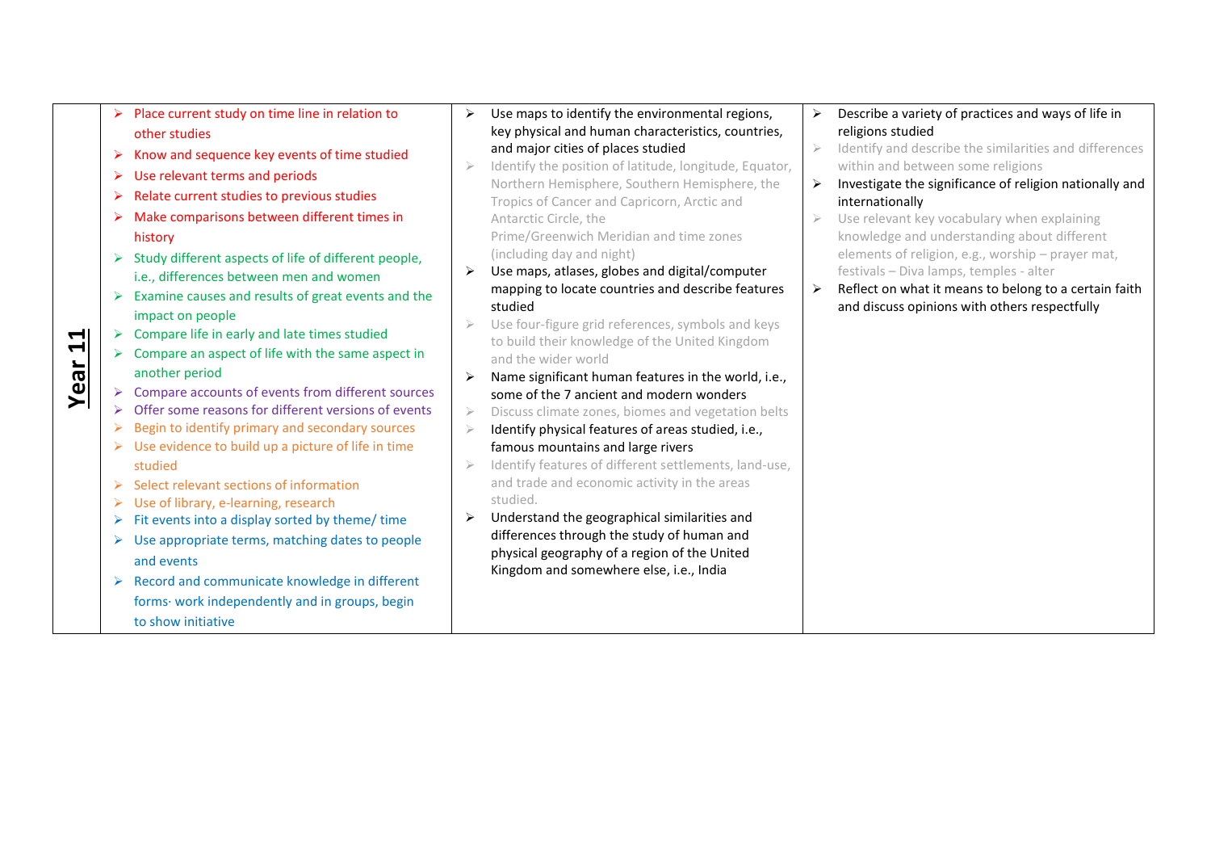| | | | |
|---|---|---|---|
| **Year 11** | ➢ Place current study on time line in relation to other studies<br>➢ Know and sequence key events of time studied<br>➢ Use relevant terms and periods<br>➢ Relate current studies to previous studies<br>➢ Make comparisons between different times in history<br>➢ Study different aspects of life of different people, i.e., differences between men and women<br>➢ Examine causes and results of great events and the impact on people<br>➢ Compare life in early and late times studied<br>➢ Compare an aspect of life with the same aspect in another period<br>➢ Compare accounts of events from different sources<br>➢ Offer some reasons for different versions of events<br>➢ Begin to identify primary and secondary sources<br>➢ Use evidence to build up a picture of life in time studied<br>➢ Select relevant sections of information<br>➢ Use of library, e-learning, research<br>➢ Fit events into a display sorted by theme/ time<br>➢ Use appropriate terms, matching dates to people and events<br>➢ Record and communicate knowledge in different forms· work independently and in groups, begin to show initiative | ➢ Use maps to identify the environmental regions, key physical and human characteristics, countries, and major cities of places studied<br>➢ Identify the position of latitude, longitude, Equator, Northern Hemisphere, Southern Hemisphere, the Tropics of Cancer and Capricorn, Arctic and Antarctic Circle, the Prime/Greenwich Meridian and time zones (including day and night)<br>➢ Use maps, atlases, globes and digital/computer mapping to locate countries and describe features studied<br>➢ Use four-figure grid references, symbols and keys to build their knowledge of the United Kingdom and the wider world<br>➢ Name significant human features in the world, i.e., some of the 7 ancient and modern wonders<br>➢ Discuss climate zones, biomes and vegetation belts<br>➢ Identify physical features of areas studied, i.e., famous mountains and large rivers<br>➢ Identify features of different settlements, land-use, and trade and economic activity in the areas studied.<br>➢ Understand the geographical similarities and differences through the study of human and physical geography of a region of the United Kingdom and somewhere else, i.e., India | ➢ Describe a variety of practices and ways of life in religions studied<br>➢ Identify and describe the similarities and differences within and between some religions<br>➢ Investigate the significance of religion nationally and internationally<br>➢ Use relevant key vocabulary when explaining knowledge and understanding about different elements of religion, e.g., worship – prayer mat, festivals – Diva lamps, temples - alter<br>➢ Reflect on what it means to belong to a certain faith and discuss opinions with others respectfully |